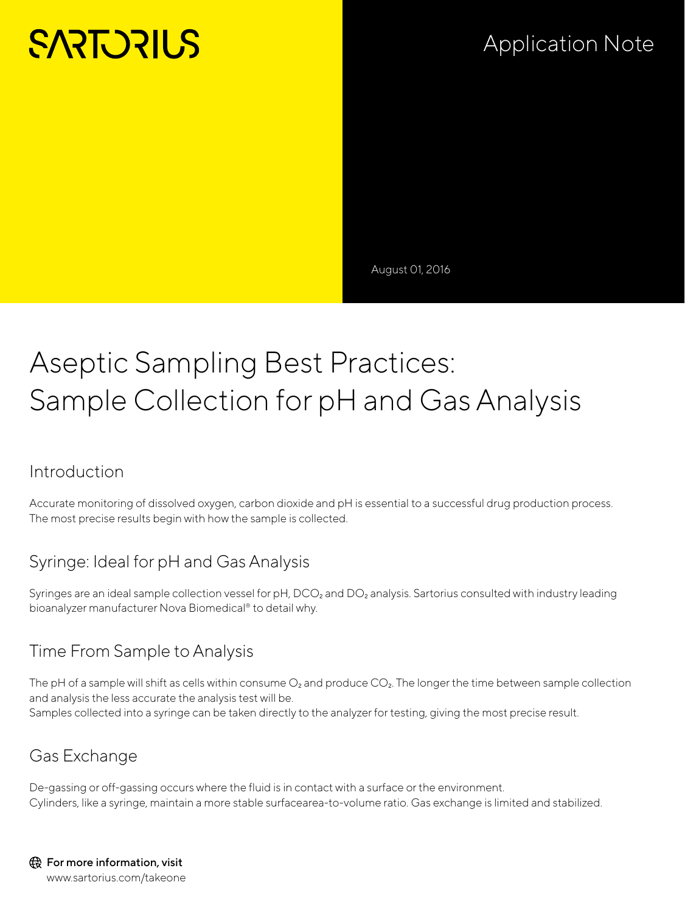SARTORIUS

Application Note

August 01, 2016

# Aseptic Sampling Best Practices: Sample Collection for pH and Gas Analysis

## Introduction

Accurate monitoring of dissolved oxygen, carbon dioxide and pH is essential to a successful drug production process. The most precise results begin with how the sample is collected.

## Syringe: Ideal for pH and Gas Analysis

Syringes are an ideal sample collection vessel for pH, $DCO_2$ and $DO_2$ analysis. Sartorius consulted with industry leading bioanalyzer manufacturer Nova Biomedical® to detail why.

## Time From Sample to Analysis

The pH of a sample will shift as cells within consume $O_2$ and produce $CO_2$. The longer the time between sample collection and analysis the less accurate the analysis test will be.
Samples collected into a syringe can be taken directly to the analyzer for testing, giving the most precise result.

## Gas Exchange

De-gassing or off-gassing occurs where the fluid is in contact with a surface or the environment.
Cylinders, like a syringe, maintain a more stable surfacearea-to-volume ratio. Gas exchange is limited and stabilized.

For more information, visit
www.sartorius.com/takeone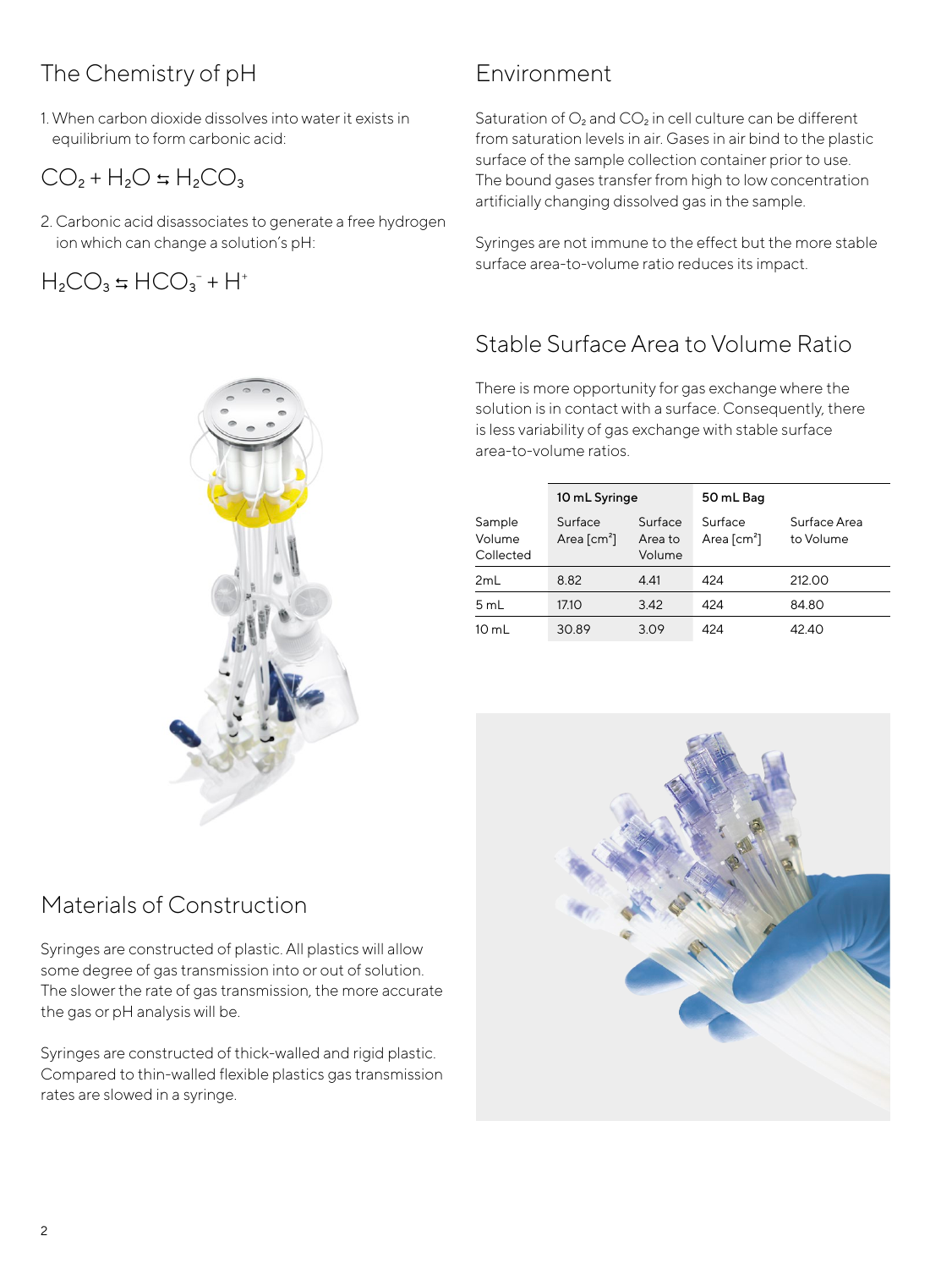## The Chemistry of pH

1. When carbon dioxide dissolves into water it exists in equilibrium to form carbonic acid:

$$CO_2 + H_2O \leftrightarrows H_2CO_3$$

2. Carbonic acid disassociates to generate a free hydrogen ion which can change a solution's pH:

$$H_2CO_3 \leftrightarrows HCO_3^- + H^+$$

## Materials of Construction

Syringes are constructed of plastic. All plastics will allow some degree of gas transmission into or out of solution. The slower the rate of gas transmission, the more accurate the gas or pH analysis will be.

Syringes are constructed of thick-walled and rigid plastic. Compared to thin-walled flexible plastics gas transmission rates are slowed in a syringe.

## Environment

Saturation of $O_2$ and $CO_2$ in cell culture can be different from saturation levels in air. Gases in air bind to the plastic surface of the sample collection container prior to use. The bound gases transfer from high to low concentration artificially changing dissolved gas in the sample.

Syringes are not immune to the effect but the more stable surface area-to-volume ratio reduces its impact.

## Stable Surface Area to Volume Ratio

There is more opportunity for gas exchange where the solution is in contact with a surface. Consequently, there is less variability of gas exchange with stable surface area-to-volume ratios.

| | 10 mL Syringe | | 50 mL Bag | |
|---|---|---|---|---|
| Sample Volume Collected | Surface Area [$cm^2$] | Surface Area to Volume | Surface Area [$cm^2$] | Surface Area to Volume |
| 2mL | 8.82 | 4.41 | 424 | 212.00 |
| 5 mL | 17.10 | 3.42 | 424 | 84.80 |
| 10 mL | 30.89 | 3.09 | 424 | 42.40 |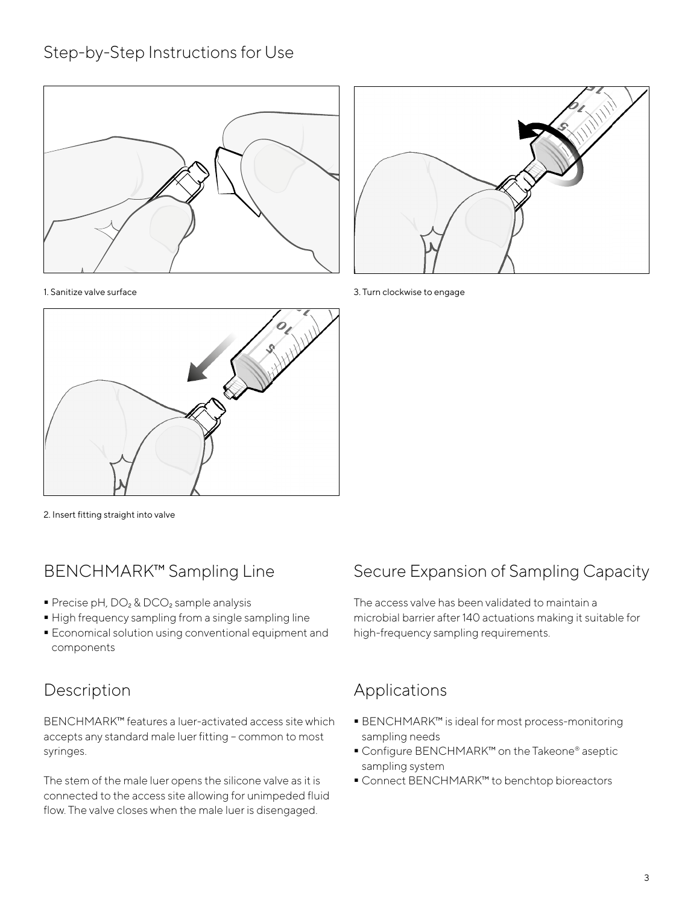## Step-by-Step Instructions for Use

1. Sanitize valve surface

2. Insert fitting straight into valve

3. Turn clockwise to engage

## BENCHMARK™ Sampling Line

- Precise pH, $DO_2$ & $DCO_2$ sample analysis
- High frequency sampling from a single sampling line
- Economical solution using conventional equipment and components

## Description

BENCHMARK™ features a luer-activated access site which accepts any standard male luer fitting – common to most syringes.

The stem of the male luer opens the silicone valve as it is connected to the access site allowing for unimpeded fluid flow. The valve closes when the male luer is disengaged.

## Secure Expansion of Sampling Capacity

The access valve has been validated to maintain a microbial barrier after 140 actuations making it suitable for high-frequency sampling requirements.

## Applications

- BENCHMARK™ is ideal for most process-monitoring sampling needs
- Configure BENCHMARK™ on the Takeone® aseptic sampling system
- Connect BENCHMARK™ to benchtop bioreactors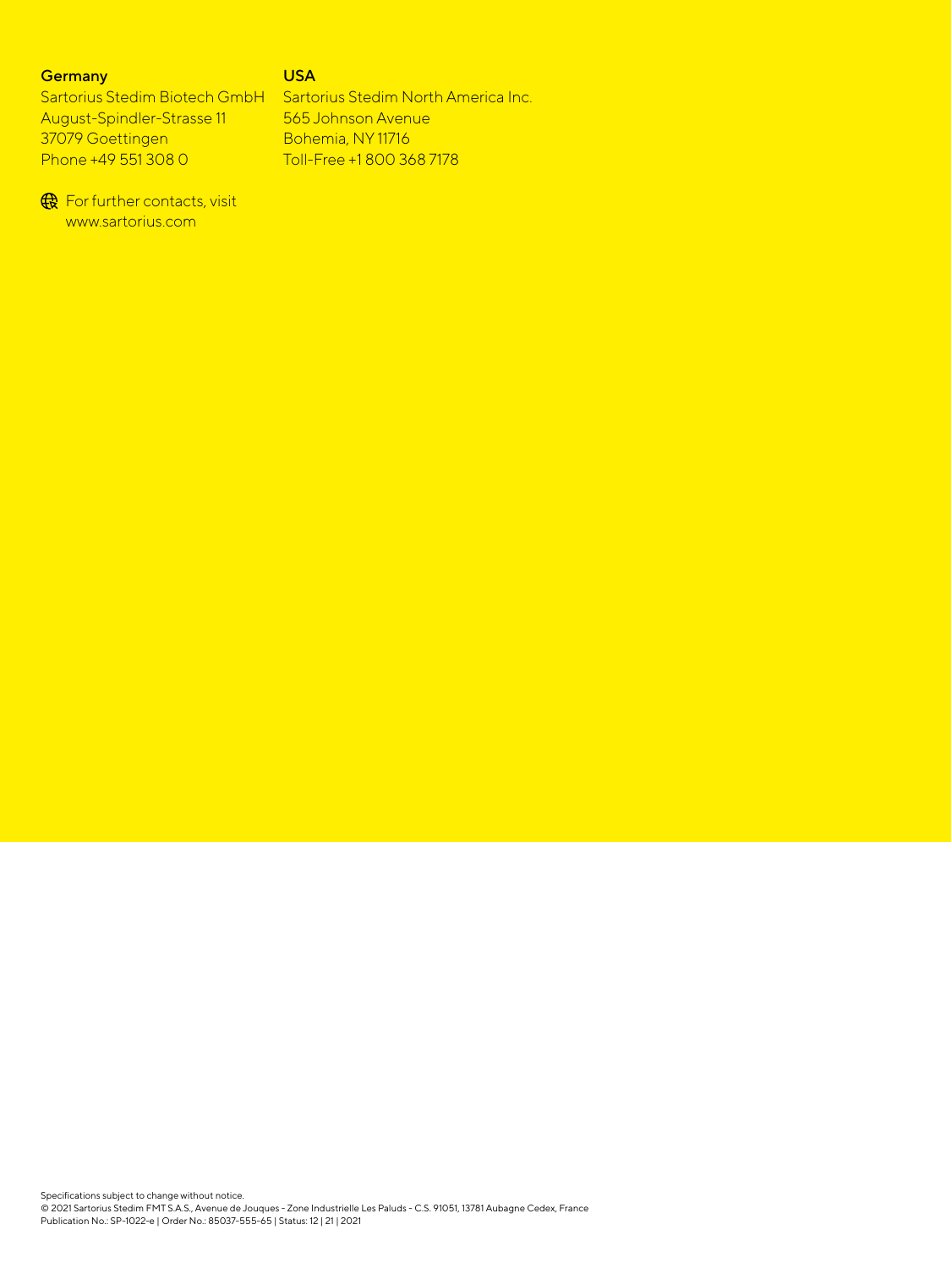**Germany**

Sartorius Stedim Biotech GmbH
August-Spindler-Strasse 11
37079 Goettingen
Phone +49 551 308 0

**USA**

Sartorius Stedim North America Inc.
565 Johnson Avenue
Bohemia, NY 11716
Toll-Free +1 800 368 7178

For further contacts, visit
www.sartorius.com

Specifications subject to change without notice.
© 2021 Sartorius Stedim FMT S.A.S., Avenue de Jouques - Zone Industrielle Les Paluds - C.S. 91051, 13781 Aubagne Cedex, France
Publication No.: SP-1022-e | Order No.: 85037-555-65 | Status: 12 | 21 | 2021